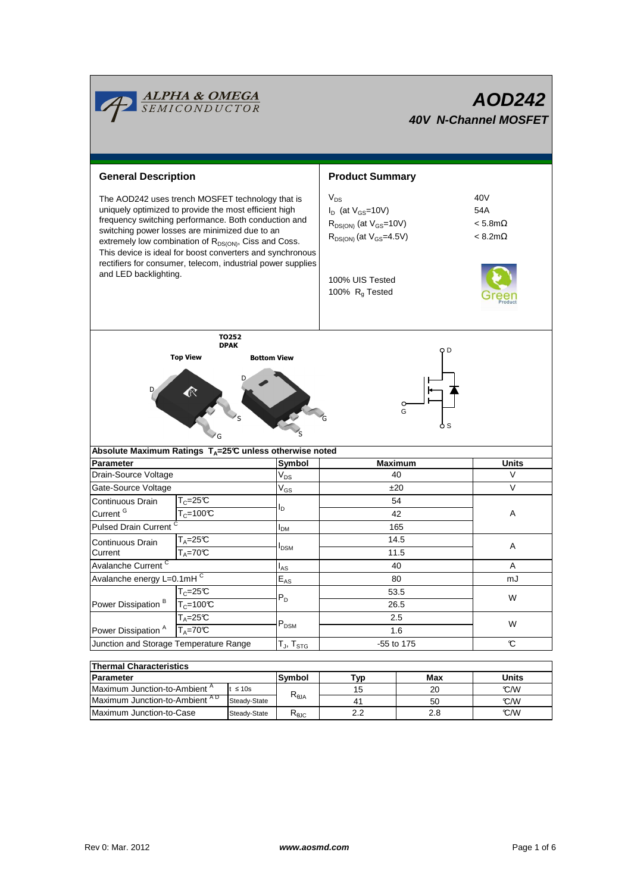# AOD242

## 40V N-Channel MOSFET

## General Description

The AOD242 uses trench MOSFET technology that is uniquely optimized to provide the most efficient high frequency switching performance. Both conduction and switching power losses are minimized due to an extremely low combination of $R_{DS(ON)}$, Ciss and Coss. This device is ideal for boost converters and synchronous rectifiers for consumer, telecom, industrial power supplies and LED backlighting.

## Product Summary

| | |
|---|---|
| $V_{DS}$ | 40V |
| $I_D$ (at $V_{GS}$=10V) | 54A |
| $R_{DS(ON)}$ (at $V_{GS}$=10V) | < 5.8mΩ |
| $R_{DS(ON)}$ (at $V_{GS}$=4.5V) | < 8.2mΩ |

100% UIS Tested
100% $R_g$ Tested

TO252
DPAK

Top View     Bottom View

### Absolute Maximum Ratings $T_A$=25°C unless otherwise noted

| Parameter | | Symbol | Maximum | Units |
|---|---|---|---|---|
| Drain-Source Voltage | | $V_{DS}$ | 40 | V |
| Gate-Source Voltage | | $V_{GS}$ | ±20 | V |
| Continuous Drain Current [G] | $T_C$=25°C | $I_D$ | 54 | A |
| | $T_C$=100°C | | 42 | |
| Pulsed Drain Current [C] | | $I_{DM}$ | 165 | |
| Continuous Drain Current | $T_A$=25°C | $I_{DSM}$ | 14.5 | A |
| | $T_A$=70°C | | 11.5 | |
| Avalanche Current [C] | | $I_{AS}$ | 40 | A |
| Avalanche energy L=0.1mH [C] | | $E_{AS}$ | 80 | mJ |
| Power Dissipation [B] | $T_C$=25°C | $P_D$ | 53.5 | W |
| | $T_C$=100°C | | 26.5 | |
| Power Dissipation [A] | $T_A$=25°C | $P_{DSM}$ | 2.5 | W |
| | $T_A$=70°C | | 1.6 | |
| Junction and Storage Temperature Range | | $T_J$, $T_{STG}$ | -55 to 175 | °C |

### Thermal Characteristics

| Parameter | | Symbol | Typ | Max | Units |
|---|---|---|---|---|---|
| Maximum Junction-to-Ambient [A] | t ≤ 10s | $R_{\theta JA}$ | 15 | 20 | °C/W |
| Maximum Junction-to-Ambient [A D] | Steady-State | | 41 | 50 | °C/W |
| Maximum Junction-to-Case | Steady-State | $R_{\theta JC}$ | 2.2 | 2.8 | °C/W |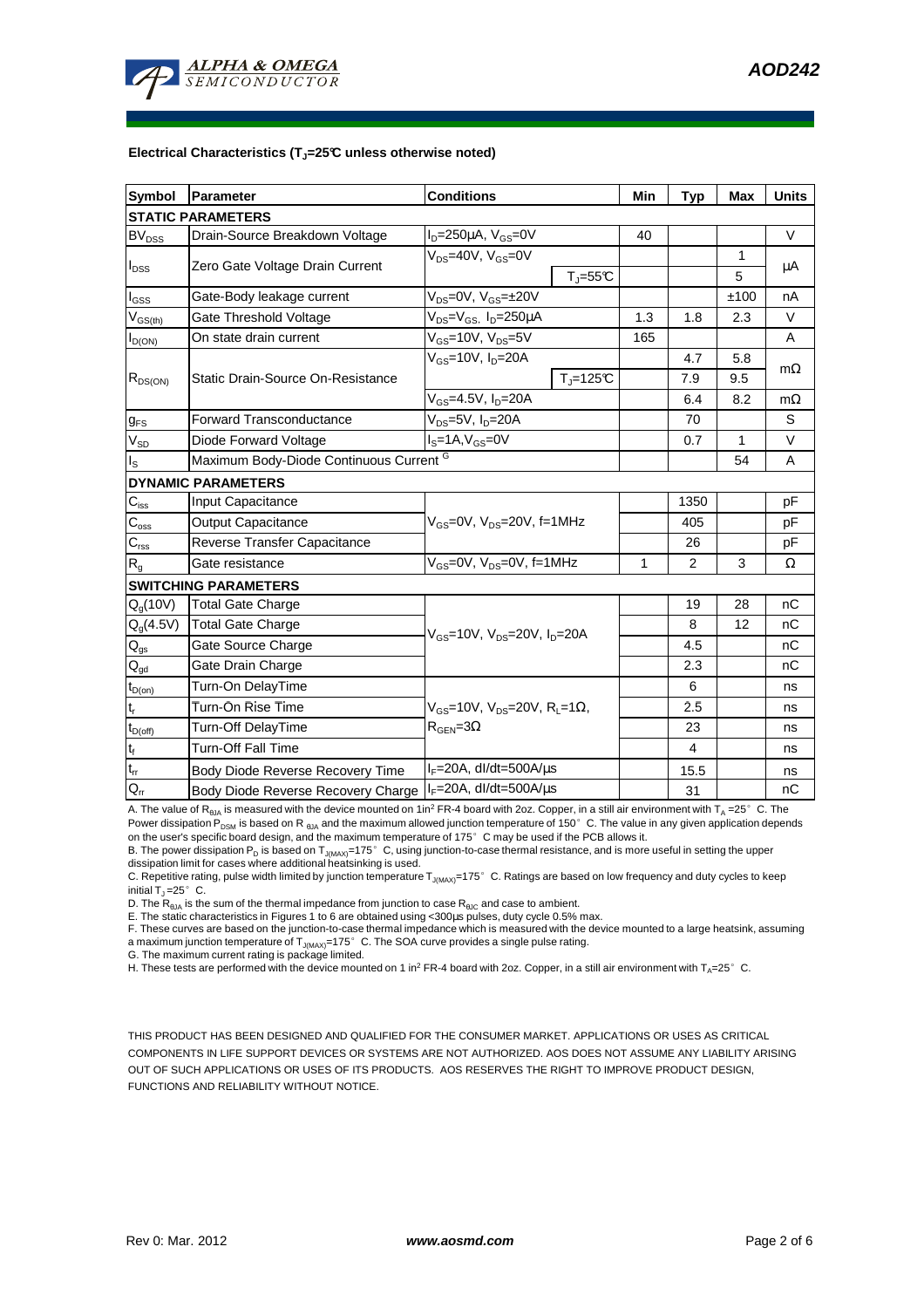**Electrical Characteristics ($T_J$=25°C unless otherwise noted)**

| Symbol | Parameter | Conditions | | Min | Typ | Max | Units |
|---|---|---|---|---|---|---|---|
| **STATIC PARAMETERS** | | | | | | | |
| $BV_{DSS}$ | Drain-Source Breakdown Voltage | $I_D$=250µA, $V_{GS}$=0V | | 40 | | | V |
| $I_{DSS}$ | Zero Gate Voltage Drain Current | $V_{DS}$=40V, $V_{GS}$=0V | | | | 1 | µA |
| | | | $T_J$=55°C | | | 5 | |
| $I_{GSS}$ | Gate-Body leakage current | $V_{DS}$=0V, $V_{GS}$=±20V | | | | ±100 | nA |
| $V_{GS(th)}$ | Gate Threshold Voltage | $V_{DS}$=$V_{GS}$, $I_D$=250µA | | 1.3 | 1.8 | 2.3 | V |
| $I_{D(ON)}$ | On state drain current | $V_{GS}$=10V, $V_{DS}$=5V | | 165 | | | A |
| $R_{DS(ON)}$ | Static Drain-Source On-Resistance | $V_{GS}$=10V, $I_D$=20A | | | 4.7 | 5.8 | mΩ |
| | | | $T_J$=125°C | | 7.9 | 9.5 | |
| | | $V_{GS}$=4.5V, $I_D$=20A | | | 6.4 | 8.2 | mΩ |
| $g_{FS}$ | Forward Transconductance | $V_{DS}$=5V, $I_D$=20A | | | 70 | | S |
| $V_{SD}$ | Diode Forward Voltage | $I_S$=1A, $V_{GS}$=0V | | | 0.7 | 1 | V |
| $I_S$ | Maximum Body-Diode Continuous Current [G] | | | | | 54 | A |
| **DYNAMIC PARAMETERS** | | | | | | | |
| $C_{iss}$ | Input Capacitance | $V_{GS}$=0V, $V_{DS}$=20V, f=1MHz | | | 1350 | | pF |
| $C_{oss}$ | Output Capacitance | | | | 405 | | pF |
| $C_{rss}$ | Reverse Transfer Capacitance | | | | 26 | | pF |
| $R_g$ | Gate resistance | $V_{GS}$=0V, $V_{DS}$=0V, f=1MHz | | 1 | 2 | 3 | Ω |
| **SWITCHING PARAMETERS** | | | | | | | |
| $Q_g$(10V) | Total Gate Charge | $V_{GS}$=10V, $V_{DS}$=20V, $I_D$=20A | | | 19 | 28 | nC |
| $Q_g$(4.5V) | Total Gate Charge | | | | 8 | 12 | nC |
| $Q_{gs}$ | Gate Source Charge | | | | 4.5 | | nC |
| $Q_{gd}$ | Gate Drain Charge | | | | 2.3 | | nC |
| $t_{D(on)}$ | Turn-On DelayTime | $V_{GS}$=10V, $V_{DS}$=20V, $R_L$=1Ω, $R_{GEN}$=3Ω | | | 6 | | ns |
| $t_r$ | Turn-On Rise Time | | | | 2.5 | | ns |
| $t_{D(off)}$ | Turn-Off DelayTime | | | | 23 | | ns |
| $t_f$ | Turn-Off Fall Time | | | | 4 | | ns |
| $t_{rr}$ | Body Diode Reverse Recovery Time | $I_F$=20A, dI/dt=500A/µs | | | 15.5 | | ns |
| $Q_{rr}$ | Body Diode Reverse Recovery Charge | $I_F$=20A, dI/dt=500A/µs | | | 31 | | nC |

A. The value of $R_{\theta JA}$ is measured with the device mounted on 1in² FR-4 board with 2oz. Copper, in a still air environment with $T_A$ =25°C. The Power dissipation $P_{DSM}$ is based on $R_{\theta JA}$ and the maximum allowed junction temperature of 150°C. The value in any given application depends on the user's specific board design, and the maximum temperature of 175°C may be used if the PCB allows it.

B. The power dissipation $P_D$ is based on $T_{J(MAX)}$=175°C, using junction-to-case thermal resistance, and is more useful in setting the upper dissipation limit for cases where additional heatsinking is used.

C. Repetitive rating, pulse width limited by junction temperature $T_{J(MAX)}$=175°C. Ratings are based on low frequency and duty cycles to keep initial $T_J$ =25°C.

D. The $R_{\theta JA}$ is the sum of the thermal impedance from junction to case $R_{\theta JC}$ and case to ambient.

E. The static characteristics in Figures 1 to 6 are obtained using <300µs pulses, duty cycle 0.5% max.

F. These curves are based on the junction-to-case thermal impedance which is measured with the device mounted to a large heatsink, assuming a maximum junction temperature of $T_{J(MAX)}$=175°C. The SOA curve provides a single pulse rating.

G. The maximum current rating is package limited.

H. These tests are performed with the device mounted on 1 in² FR-4 board with 2oz. Copper, in a still air environment with $T_A$=25°C.

THIS PRODUCT HAS BEEN DESIGNED AND QUALIFIED FOR THE CONSUMER MARKET. APPLICATIONS OR USES AS CRITICAL COMPONENTS IN LIFE SUPPORT DEVICES OR SYSTEMS ARE NOT AUTHORIZED. AOS DOES NOT ASSUME ANY LIABILITY ARISING OUT OF SUCH APPLICATIONS OR USES OF ITS PRODUCTS. AOS RESERVES THE RIGHT TO IMPROVE PRODUCT DESIGN, FUNCTIONS AND RELIABILITY WITHOUT NOTICE.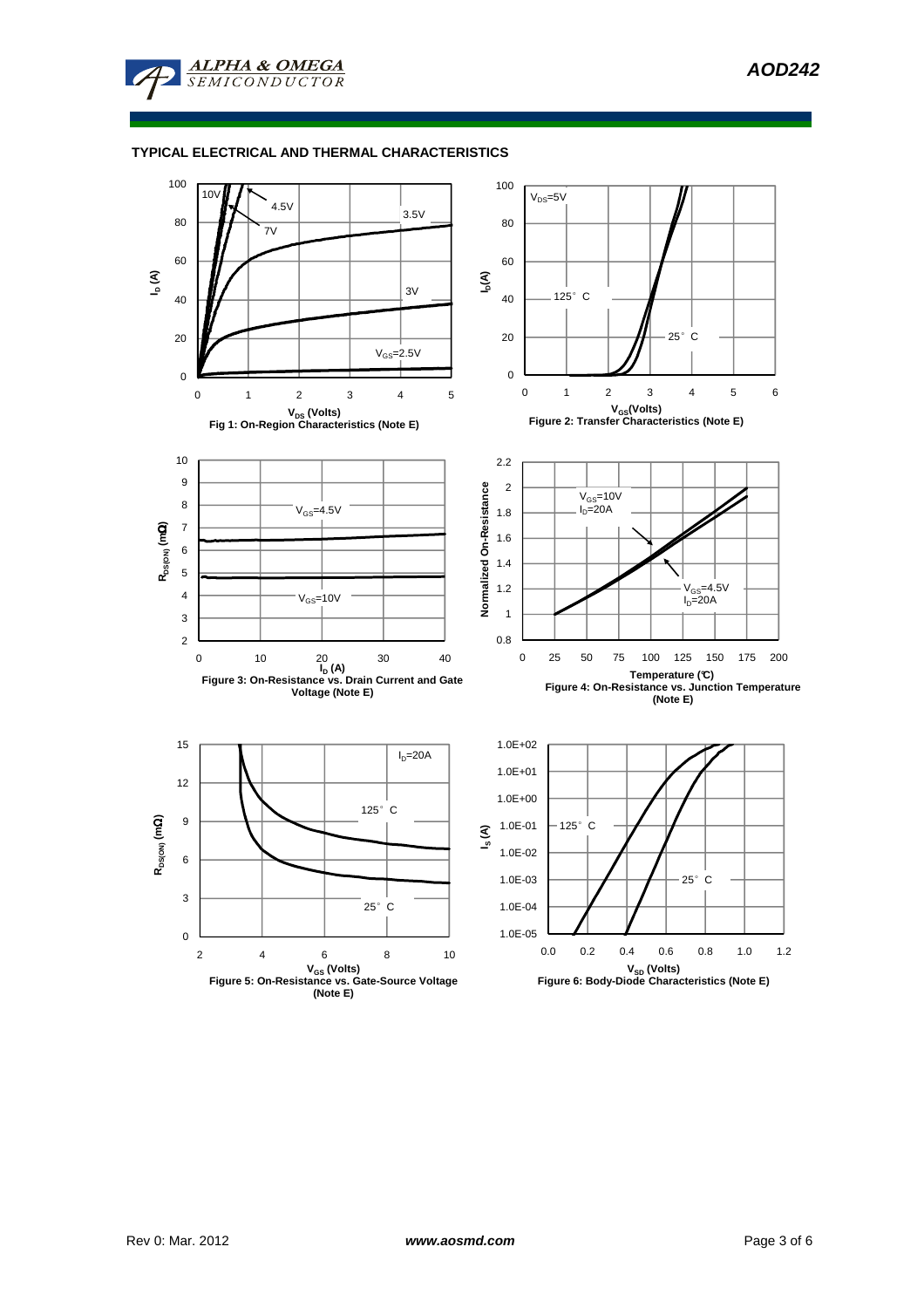## TYPICAL ELECTRICAL AND THERMAL CHARACTERISTICS

Fig 1: On-Region Characteristics (Note E)

Figure 2: Transfer Characteristics (Note E)

Figure 3: On-Resistance vs. Drain Current and Gate Voltage (Note E)

Figure 4: On-Resistance vs. Junction Temperature (Note E)

Figure 5: On-Resistance vs. Gate-Source Voltage (Note E)

Figure 6: Body-Diode Characteristics (Note E)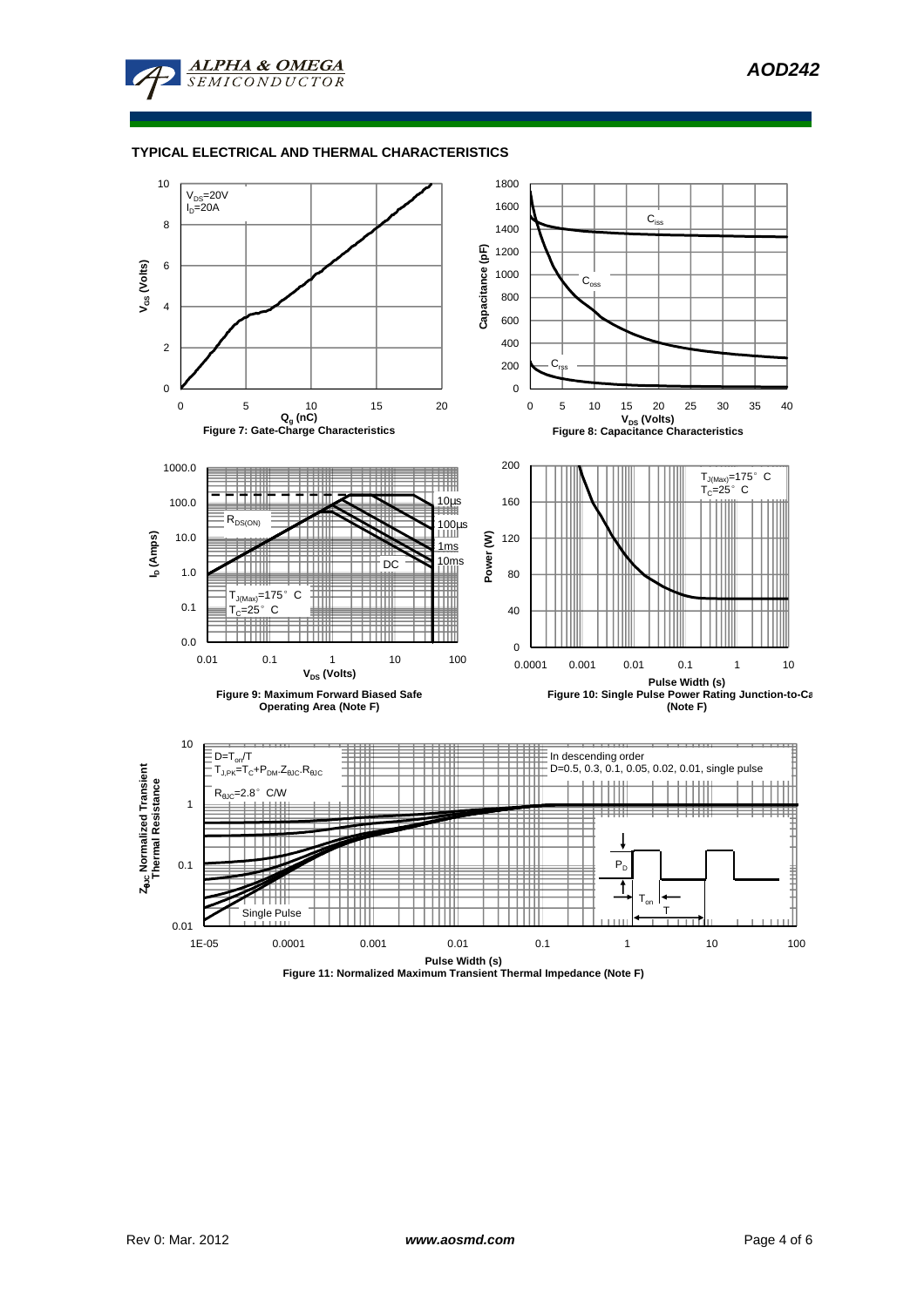## TYPICAL ELECTRICAL AND THERMAL CHARACTERISTICS

$V_{DS}$=20V
$I_D$=20A

Figure 7: Gate-Charge Characteristics

$C_{iss}$, $C_{oss}$, $C_{rss}$

Figure 8: Capacitance Characteristics

$R_{DS(ON)}$, 10µs, 100µs, 1ms, 10ms, DC

$T_{J(Max)}$=175° C
$T_C$=25° C

Figure 9: Maximum Forward Biased Safe Operating Area (Note F)

$T_{J(Max)}$=175° C
$T_C$=25° C

Figure 10: Single Pulse Power Rating Junction-to-Case (Note F)

D=$T_{on}$/T
$T_{J,PK}=T_C+P_{DM}.Z_{\theta JC}.R_{\theta JC}$
$R_{\theta JC}$=2.8° C/W

In descending order
D=0.5, 0.3, 0.1, 0.05, 0.02, 0.01, single pulse

Single Pulse

Figure 11: Normalized Maximum Transient Thermal Impedance (Note F)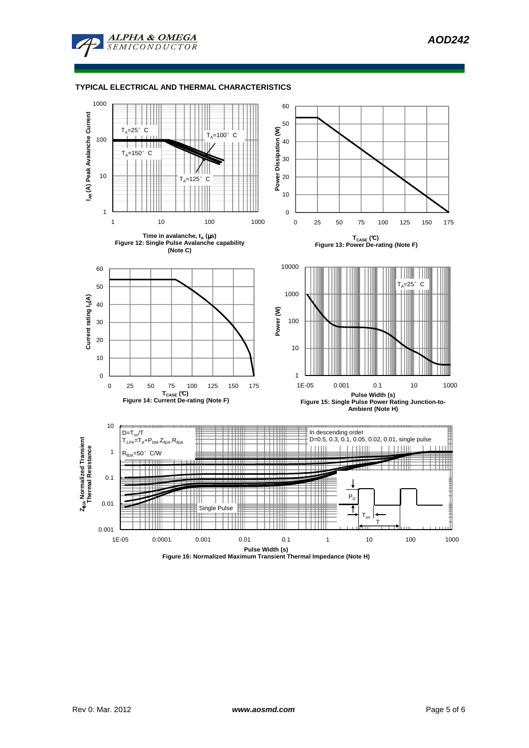## TYPICAL ELECTRICAL AND THERMAL CHARACTERISTICS

Time in avalanche, $t_A$ (μs)
Figure 12: Single Pulse Avalanche capability (Note C)

$T_{CASE}$ (°C)
Figure 13: Power De-rating (Note F)

$T_{CASE}$ (°C)
Figure 14: Current De-rating (Note F)

Pulse Width (s)
Figure 15: Single Pulse Power Rating Junction-to-Ambient (Note H)

Pulse Width (s)
Figure 16: Normalized Maximum Transient Thermal Impedance (Note H)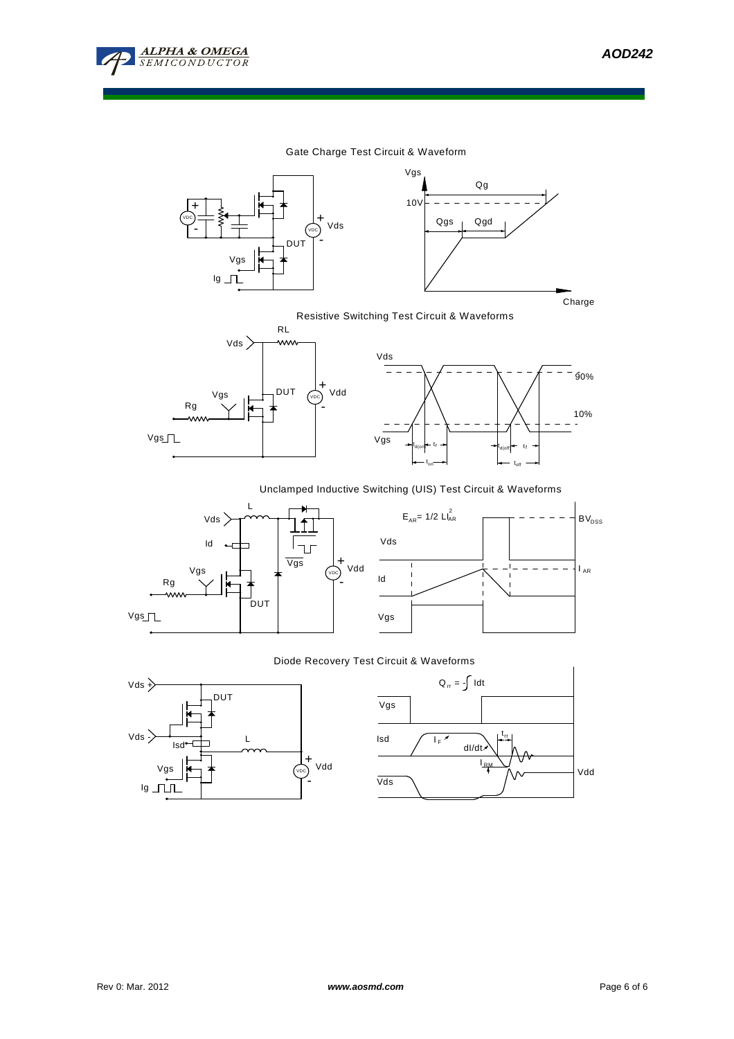## Gate Charge Test Circuit & Waveform

VDC
+
-
DUT
Vgs
Ig
+
VDC
Vds
-

Vgs
Qg
10V
Qgs
Qgd
Charge

## Resistive Switching Test Circuit & Waveforms

RL
Vds
Vgs
DUT
+
VDC
Vdd
-
Rg
Vgs

Vds
90%
10%
Vgs
$t_{d(on)}$
$t_r$
$t_{on}$
$t_{d(off)}$
$t_f$
$t_{off}$

## Unclamped Inductive Switching (UIS) Test Circuit & Waveforms

L
Vds
Id
Vgs
+
VDC
Vdd
-
Vgs
Rg
DUT
Vgs

$E_{AR} = 1/2\ LI_{AR}^2$
$BV_{DSS}$
Vds
Id
$I_{AR}$
Vgs

## Diode Recovery Test Circuit & Waveforms

Vds +
DUT
Vds -
Isd
L
+
VDC
Vdd
-
Vgs
Ig

$Q_{rr} = -\int Idt$
Vgs
Isd
$I_F$
$t_{rr}$
dI/dt
$I_{RM}$
Vds
Vdd